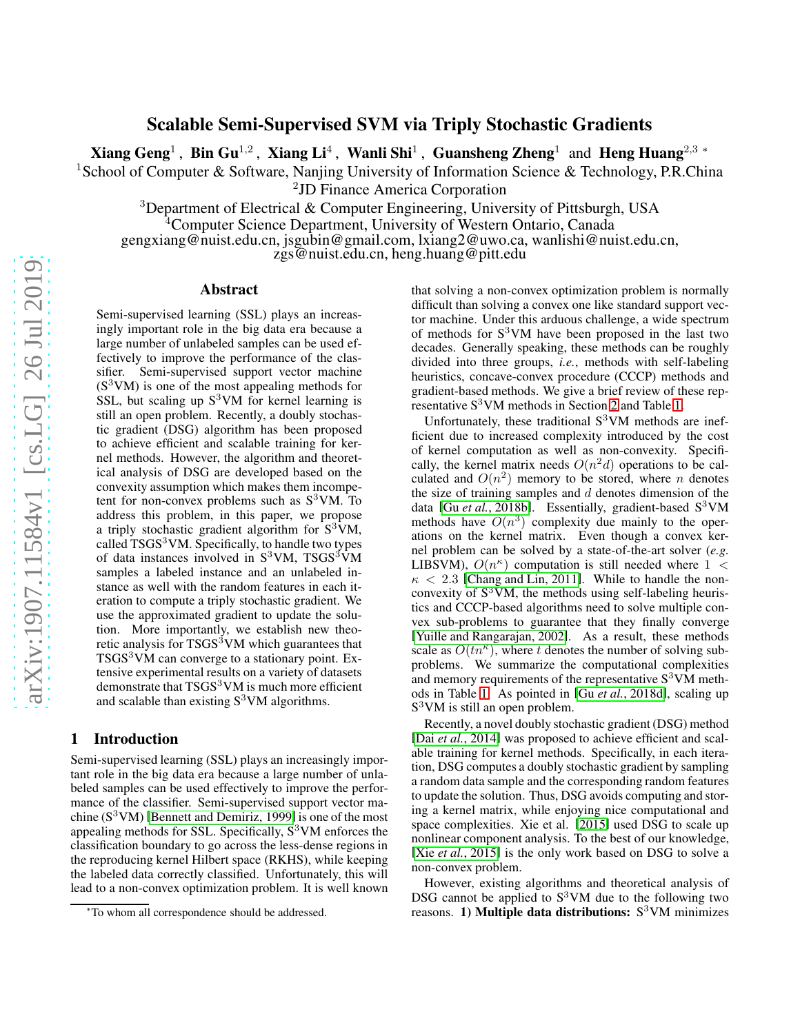# Scalable Semi-Supervised SVM via Triply Stochastic Gradients

**Xiang Geng**[1] , **Bin Gu**[1,2] , **Xiang Li**[4] , **Wanli Shi**[1] , **Guansheng Zheng**[1] and **Heng Huang**[2,3] *

[1]School of Computer & Software, Nanjing University of Information Science & Technology, P.R.China
[2]JD Finance America Corporation
[3]Department of Electrical & Computer Engineering, University of Pittsburgh, USA
[4]Computer Science Department, University of Western Ontario, Canada
gengxiang@nuist.edu.cn, jsgubin@gmail.com, lxiang2@uwo.ca, wanlishi@nuist.edu.cn, zgs@nuist.edu.cn, heng.huang@pitt.edu

## Abstract

Semi-supervised learning (SSL) plays an increasingly important role in the big data era because a large number of unlabeled samples can be used effectively to improve the performance of the classifier. Semi-supervised support vector machine ($S^3$VM) is one of the most appealing methods for SSL, but scaling up $S^3$VM for kernel learning is still an open problem. Recently, a doubly stochastic gradient (DSG) algorithm has been proposed to achieve efficient and scalable training for kernel methods. However, the algorithm and theoretical analysis of DSG are developed based on the convexity assumption which makes them incompetent for non-convex problems such as $S^3$VM. To address this problem, in this paper, we propose a triply stochastic gradient algorithm for $S^3$VM, called TSGS$^3$VM. Specifically, to handle two types of data instances involved in $S^3$VM, TSGS$^3$VM samples a labeled instance and an unlabeled instance as well with the random features in each iteration to compute a triply stochastic gradient. We use the approximated gradient to update the solution. More importantly, we establish new theoretic analysis for TSGS$^3$VM which guarantees that TSGS$^3$VM can converge to a stationary point. Extensive experimental results on a variety of datasets demonstrate that TSGS$^3$VM is much more efficient and scalable than existing $S^3$VM algorithms.

## 1 Introduction

Semi-supervised learning (SSL) plays an increasingly important role in the big data era because a large number of unlabeled samples can be used effectively to improve the performance of the classifier. Semi-supervised support vector machine ($S^3$VM) [Bennett and Demiriz, 1999] is one of the most appealing methods for SSL. Specifically, $S^3$VM enforces the classification boundary to go across the less-dense regions in the reproducing kernel Hilbert space (RKHS), while keeping the labeled data correctly classified. Unfortunately, this will lead to a non-convex optimization problem. It is well known that solving a non-convex optimization problem is normally difficult than solving a convex one like standard support vector machine. Under this arduous challenge, a wide spectrum of methods for $S^3$VM have been proposed in the last two decades. Generally speaking, these methods can be roughly divided into three groups, *i.e.*, methods with self-labeling heuristics, concave-convex procedure (CCCP) methods and gradient-based methods. We give a brief review of these representative $S^3$VM methods in Section 2 and Table 1.

Unfortunately, these traditional $S^3$VM methods are inefficient due to increased complexity introduced by the cost of kernel computation as well as non-convexity. Specifically, the kernel matrix needs $O(n^2d)$ operations to be calculated and $O(n^2)$ memory to be stored, where $n$ denotes the size of training samples and $d$ denotes dimension of the data [Gu *et al.*, 2018b]. Essentially, gradient-based $S^3$VM methods have $O(n^3)$ complexity due mainly to the operations on the kernel matrix. Even though a convex kernel problem can be solved by a state-of-the-art solver (*e.g.* LIBSVM), $O(n^\kappa)$ computation is still needed where $1 < \kappa < 2.3$ [Chang and Lin, 2011]. While to handle the non-convexity of $S^3$VM, the methods using self-labeling heuristics and CCCP-based algorithms need to solve multiple convex sub-problems to guarantee that they finally converge [Yuille and Rangarajan, 2002]. As a result, these methods scale as $O(tn^\kappa)$, where $t$ denotes the number of solving sub-problems. We summarize the computational complexities and memory requirements of the representative $S^3$VM methods in Table 1. As pointed in [Gu *et al.*, 2018d], scaling up $S^3$VM is still an open problem.

Recently, a novel doubly stochastic gradient (DSG) method [Dai *et al.*, 2014] was proposed to achieve efficient and scalable training for kernel methods. Specifically, in each iteration, DSG computes a doubly stochastic gradient by sampling a random data sample and the corresponding random features to update the solution. Thus, DSG avoids computing and storing a kernel matrix, while enjoying nice computational and space complexities. Xie et al. [2015] used DSG to scale up nonlinear component analysis. To the best of our knowledge, [Xie *et al.*, 2015] is the only work based on DSG to solve a non-convex problem.

However, existing algorithms and theoretical analysis of DSG cannot be applied to $S^3$VM due to the following two reasons. **1) Multiple data distributions:** $S^3$VM minimizes

*To whom all correspondence should be addressed.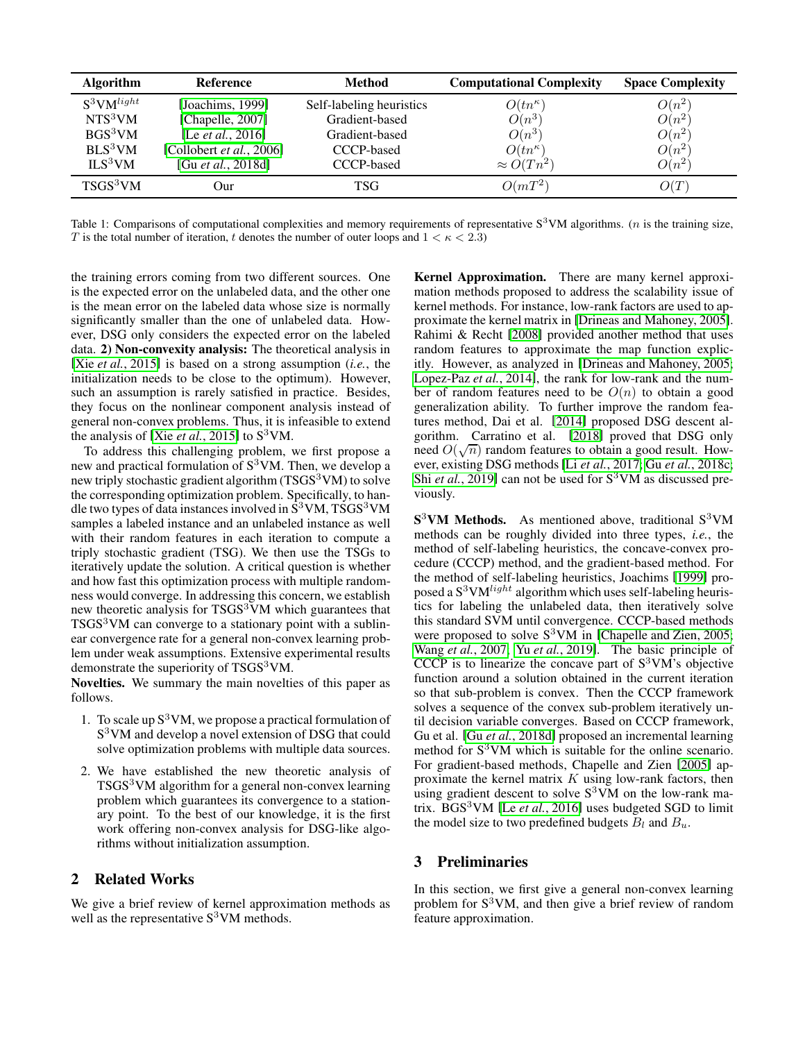| Algorithm | Reference | Method | Computational Complexity | Space Complexity |
|---|---|---|---|---|
| S$^3$VM$^{light}$ | [Joachims, 1999] | Self-labeling heuristics | $O(tn^{\kappa})$ | $O(n^2)$ |
| NTS$^3$VM | [Chapelle, 2007] | Gradient-based | $O(n^3)$ | $O(n^2)$ |
| BGS$^3$VM | [Le *et al.*, 2016] | Gradient-based | $O(n^3)$ | $O(n^2)$ |
| BLS$^3$VM | [Collobert *et al.*, 2006] | CCCP-based | $O(tn^{\kappa})$ | $O(n^2)$ |
| ILS$^3$VM | [Gu *et al.*, 2018d] | CCCP-based | $\approx O(Tn^2)$ | $O(n^2)$ |
| TSGS$^3$VM | Our | TSG | $O(mT^2)$ | $O(T)$ |

Table 1: Comparisons of computational complexities and memory requirements of representative S$^3$VM algorithms. ($n$ is the training size, $T$ is the total number of iteration, $t$ denotes the number of outer loops and $1 < \kappa < 2.3$)

the training errors coming from two different sources. One is the expected error on the unlabeled data, and the other one is the mean error on the labeled data whose size is normally significantly smaller than the one of unlabeled data. However, DSG only considers the expected error on the labeled data. **2) Non-convexity analysis:** The theoretical analysis in [Xie *et al.*, 2015] is based on a strong assumption (*i.e.*, the initialization needs to be close to the optimum). However, such an assumption is rarely satisfied in practice. Besides, they focus on the nonlinear component analysis instead of general non-convex problems. Thus, it is infeasible to extend the analysis of [Xie *et al.*, 2015] to S$^3$VM.

To address this challenging problem, we first propose a new and practical formulation of S$^3$VM. Then, we develop a new triply stochastic gradient algorithm (TSGS$^3$VM) to solve the corresponding optimization problem. Specifically, to handle two types of data instances involved in S$^3$VM, TSGS$^3$VM samples a labeled instance and an unlabeled instance as well with their random features in each iteration to compute a triply stochastic gradient (TSG). We then use the TSGs to iteratively update the solution. A critical question is whether and how fast this optimization process with multiple randomness would converge. In addressing this concern, we establish new theoretic analysis for TSGS$^3$VM which guarantees that TSGS$^3$VM can converge to a stationary point with a sublinear convergence rate for a general non-convex learning problem under weak assumptions. Extensive experimental results demonstrate the superiority of TSGS$^3$VM.

**Novelties.** We summary the main novelties of this paper as follows.

1. To scale up S$^3$VM, we propose a practical formulation of S$^3$VM and develop a novel extension of DSG that could solve optimization problems with multiple data sources.
2. We have established the new theoretic analysis of TSGS$^3$VM algorithm for a general non-convex learning problem which guarantees its convergence to a stationary point. To the best of our knowledge, it is the first work offering non-convex analysis for DSG-like algorithms without initialization assumption.

## 2 Related Works

We give a brief review of kernel approximation methods as well as the representative S$^3$VM methods.

**Kernel Approximation.** There are many kernel approximation methods proposed to address the scalability issue of kernel methods. For instance, low-rank factors are used to approximate the kernel matrix in [Drineas and Mahoney, 2005]. Rahimi & Recht [2008] provided another method that uses random features to approximate the map function explicitly. However, as analyzed in [Drineas and Mahoney, 2005; Lopez-Paz *et al.*, 2014], the rank for low-rank and the number of random features need to be $O(n)$ to obtain a good generalization ability. To further improve the random features method, Dai et al. [2014] proposed DSG descent algorithm. Carratino et al. [2018] proved that DSG only need $O(\sqrt{n})$ random features to obtain a good result. However, existing DSG methods [Li *et al.*, 2017; Gu *et al.*, 2018c; Shi *et al.*, 2019] can not be used for S$^3$VM as discussed previously.

**S$^3$VM Methods.** As mentioned above, traditional S$^3$VM methods can be roughly divided into three types, *i.e.*, the method of self-labeling heuristics, the concave-convex procedure (CCCP) method, and the gradient-based method. For the method of self-labeling heuristics, Joachims [1999] proposed a S$^3$VM$^{light}$ algorithm which uses self-labeling heuristics for labeling the unlabeled data, then iteratively solve this standard SVM until convergence. CCCP-based methods were proposed to solve S$^3$VM in [Chapelle and Zien, 2005; Wang *et al.*, 2007; Yu *et al.*, 2019]. The basic principle of CCCP is to linearize the concave part of S$^3$VM's objective function around a solution obtained in the current iteration so that sub-problem is convex. Then the CCCP framework solves a sequence of the convex sub-problem iteratively until decision variable converges. Based on CCCP framework, Gu et al. [Gu *et al.*, 2018d] proposed an incremental learning method for S$^3$VM which is suitable for the online scenario. For gradient-based methods, Chapelle and Zien [2005] approximate the kernel matrix $K$ using low-rank factors, then using gradient descent to solve S$^3$VM on the low-rank matrix. BGS$^3$VM [Le *et al.*, 2016] uses budgeted SGD to limit the model size to two predefined budgets $B_l$ and $B_u$.

## 3 Preliminaries

In this section, we first give a general non-convex learning problem for S$^3$VM, and then give a brief review of random feature approximation.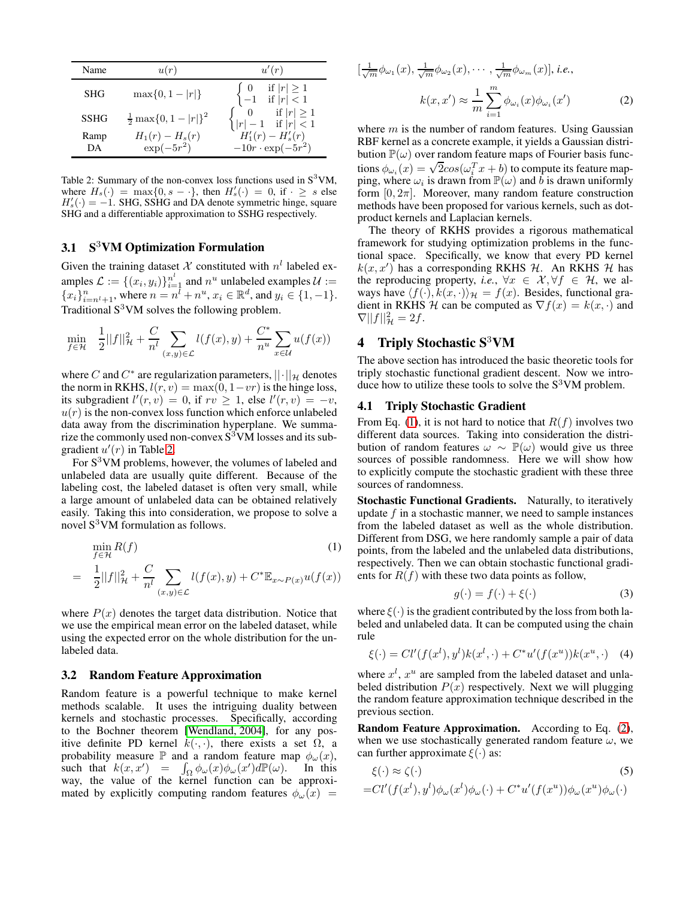| Name | $u(r)$ | $u'(r)$ |
| --- | --- | --- |
| SHG | $\max\{0, 1 - \lvert r\rvert\}$ | $\begin{cases} 0 & \text{if } \lvert r\rvert \geq 1 \\ -1 & \text{if } \lvert r\rvert < 1 \end{cases}$ |
| SSHG | $\frac{1}{2}\max\{0, 1 - \lvert r\rvert\}^2$ | $\begin{cases} 0 & \text{if } \lvert r\rvert \geq 1 \\ \lvert r\rvert - 1 & \text{if } \lvert r\rvert < 1 \end{cases}$ |
| Ramp | $H_1(r) - H_s(r)$ | $H_1'(r) - H_s'(r)$ |
| DA | $\exp(-5r^2)$ | $-10r \cdot \exp(-5r^2)$ |

Table 2: Summary of the non-convex loss functions used in S$^3$VM, where $H_s(\cdot) = \max\{0, s - \cdot\}$, then $H_s'(\cdot) = 0$, if $\cdot \geq s$ else $H_s'(\cdot) = -1$. SHG, SSHG and DA denote symmetric hinge, square SHG and a differentiable approximation to SSHG respectively.

### 3.1 S$^3$VM Optimization Formulation

Given the training dataset $\mathcal{X}$ constituted with $n^l$ labeled examples $\mathcal{L} := \{(x_i, y_i)\}_{i=1}^{n^l}$ and $n^u$ unlabeled examples $\mathcal{U} := \{x_i\}_{i=n^l+1}^{n}$, where $n = n^l + n^u$, $x_i \in \mathbb{R}^d$, and $y_i \in \{1, -1\}$. Traditional S$^3$VM solves the following problem.

$$\min_{f \in \mathcal{H}} \quad \frac{1}{2}||f||_{\mathcal{H}}^2 + \frac{C}{n^l} \sum_{(x,y) \in \mathcal{L}} l(f(x), y) + \frac{C^*}{n^u} \sum_{x \in \mathcal{U}} u(f(x))$$

where $C$ and $C^*$ are regularization parameters, $||\cdot||_{\mathcal{H}}$ denotes the norm in RKHS, $l(r, v) = \max(0, 1 - vr)$ is the hinge loss, its subgradient $l'(r, v) = 0$, if $rv \geq 1$, else $l'(r, v) = -v$, $u(r)$ is the non-convex loss function which enforce unlabeled data away from the discrimination hyperplane. We summarize the commonly used non-convex S$^3$VM losses and its subgradient $u'(r)$ in Table 2.

For S$^3$VM problems, however, the volumes of labeled and unlabeled data are usually quite different. Because of the labeling cost, the labeled dataset is often very small, while a large amount of unlabeled data can be obtained relatively easily. Taking this into consideration, we propose to solve a novel S$^3$VM formulation as follows.

$$\begin{aligned} & \min_{f \in \mathcal{H}} R(f) \qquad (1) \\ = \quad & \frac{1}{2}||f||_{\mathcal{H}}^2 + \frac{C}{n^l} \sum_{(x,y) \in \mathcal{L}} l(f(x), y) + C^* \mathbb{E}_{x \sim P(x)} u(f(x)) \end{aligned}$$

where $P(x)$ denotes the target data distribution. Notice that we use the empirical mean error on the labeled dataset, while using the expected error on the whole distribution for the unlabeled data.

### 3.2 Random Feature Approximation

Random feature is a powerful technique to make kernel methods scalable. It uses the intriguing duality between kernels and stochastic processes. Specifically, according to the Bochner theorem [Wendland, 2004], for any positive definite PD kernel $k(\cdot, \cdot)$, there exists a set $\Omega$, a probability measure $\mathbb{P}$ and a random feature map $\phi_\omega(x)$, such that $k(x, x') = \int_\Omega \phi_\omega(x) \phi_\omega(x') d\mathbb{P}(\omega)$. In this way, the value of the kernel function can be approximated by explicitly computing random features $\phi_\omega(x) = [\frac{1}{\sqrt{m}}\phi_{\omega_1}(x), \frac{1}{\sqrt{m}}\phi_{\omega_2}(x), \cdots, \frac{1}{\sqrt{m}}\phi_{\omega_m}(x)]$, *i.e.*,

$$k(x, x') \approx \frac{1}{m} \sum_{i=1}^{m} \phi_{\omega_i}(x) \phi_{\omega_i}(x') \qquad (2)$$

where $m$ is the number of random features. Using Gaussian RBF kernel as a concrete example, it yields a Gaussian distribution $\mathbb{P}(\omega)$ over random feature maps of Fourier basis functions $\phi_{\omega_i}(x) = \sqrt{2} cos(\omega_i^T x + b)$ to compute its feature mapping, where $\omega_i$ is drawn from $\mathbb{P}(\omega)$ and $b$ is drawn uniformly form $[0, 2\pi]$. Moreover, many random feature construction methods have been proposed for various kernels, such as dot-product kernels and Laplacian kernels.

The theory of RKHS provides a rigorous mathematical framework for studying optimization problems in the functional space. Specifically, we know that every PD kernel $k(x, x')$ has a corresponding RKHS $\mathcal{H}$. An RKHS $\mathcal{H}$ has the reproducing property, *i.e.*, $\forall x \in \mathcal{X}, \forall f \in \mathcal{H}$, we always have $\langle f(\cdot), k(x, \cdot) \rangle_{\mathcal{H}} = f(x)$. Besides, functional gradient in RKHS $\mathcal{H}$ can be computed as $\nabla f(x) = k(x, \cdot)$ and $\nabla ||f||_{\mathcal{H}}^2 = 2f$.

## 4 Triply Stochastic S$^3$VM

The above section has introduced the basic theoretic tools for triply stochastic functional gradient descent. Now we introduce how to utilize these tools to solve the S$^3$VM problem.

### 4.1 Triply Stochastic Gradient

From Eq. (1), it is not hard to notice that $R(f)$ involves two different data sources. Taking into consideration the distribution of random features $\omega \sim \mathbb{P}(\omega)$ would give us three sources of possible randomness. Here we will show how to explicitly compute the stochastic gradient with these three sources of randomness.

**Stochastic Functional Gradients.** Naturally, to iteratively update $f$ in a stochastic manner, we need to sample instances from the labeled dataset as well as the whole distribution. Different from DSG, we here randomly sample a pair of data points, from the labeled and the unlabeled data distributions, respectively. Then we can obtain stochastic functional gradients for $R(f)$ with these two data points as follow,

$$g(\cdot) = f(\cdot) + \xi(\cdot) \qquad (3)$$

where $\xi(\cdot)$ is the gradient contributed by the loss from both labeled and unlabeled data. It can be computed using the chain rule

$$\xi(\cdot) = Cl'(f(x^l), y^l) k(x^l, \cdot) + C^* u'(f(x^u)) k(x^u, \cdot) \qquad (4)$$

where $x^l$, $x^u$ are sampled from the labeled dataset and unlabeled distribution $P(x)$ respectively. Next we will plugging the random feature approximation technique described in the previous section.

**Random Feature Approximation.** According to Eq. (2), when we use stochastically generated random feature $\omega$, we can further approximate $\xi(\cdot)$ as:

$$\begin{aligned} & \xi(\cdot) \approx \zeta(\cdot) \qquad (5) \\ = & Cl'(f(x^l), y^l) \phi_\omega(x^l) \phi_\omega(\cdot) + C^* u'(f(x^u)) \phi_\omega(x^u) \phi_\omega(\cdot) \end{aligned}$$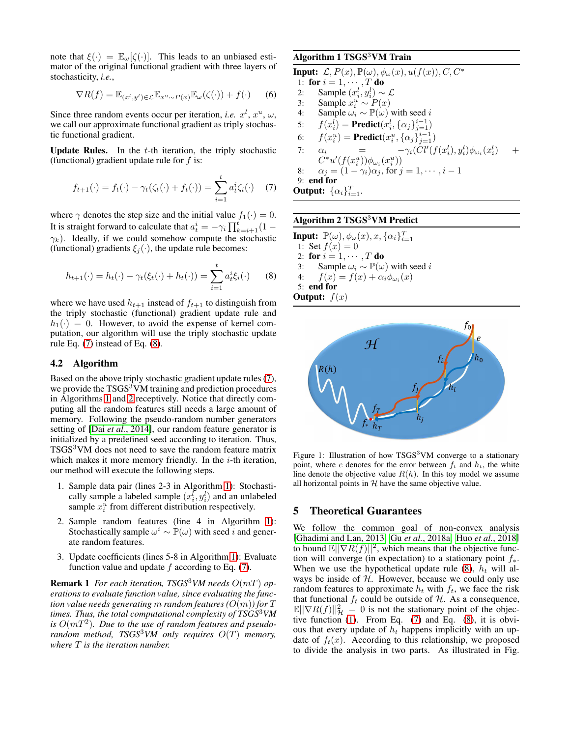note that $\xi(\cdot) = \mathbb{E}_\omega[\zeta(\cdot)]$. This leads to an unbiased estimator of the original functional gradient with three layers of stochasticity, *i.e.*,

$$\nabla R(f) = \mathbb{E}_{(x^l,y^l)\in\mathcal{L}}\mathbb{E}_{x^u\sim P(x)}\mathbb{E}_\omega(\zeta(\cdot)) + f(\cdot) \quad (6)$$

Since three random events occur per iteration, *i.e.* $x^l$, $x^u$, $\omega$, we call our approximate functional gradient as triply stochastic functional gradient.

**Update Rules.** In the $t$-th iteration, the triply stochastic (functional) gradient update rule for $f$ is:

$$f_{t+1}(\cdot) = f_t(\cdot) - \gamma_t(\zeta_t(\cdot) + f_t(\cdot)) = \sum_{i=1}^{t} a_t^i \zeta_i(\cdot) \quad (7)$$

where $\gamma$ denotes the step size and the initial value $f_1(\cdot) = 0$. It is straight forward to calculate that $a_t^i = -\gamma_i \prod_{k=i+1}^{t}(1-\gamma_k)$. Ideally, if we could somehow compute the stochastic (functional) gradients $\xi_j(\cdot)$, the update rule becomes:

$$h_{t+1}(\cdot) = h_t(\cdot) - \gamma_t(\xi_t(\cdot) + h_t(\cdot)) = \sum_{i=1}^{t} a_t^i \xi_i(\cdot) \quad (8)$$

where we have used $h_{t+1}$ instead of $f_{t+1}$ to distinguish from the triply stochastic (functional) gradient update rule and $h_1(\cdot) = 0$. However, to avoid the expense of kernel computation, our algorithm will use the triply stochastic update rule Eq. (7) instead of Eq. (8).

## 4.2 Algorithm

Based on the above triply stochastic gradient update rules (7), we provide the TSGS$^3$VM training and prediction procedures in Algorithms 1 and 2 receptively. Notice that directly computing all the random features still needs a large amount of memory. Following the pseudo-random number generators setting of [Dai *et al.*, 2014], our random feature generator is initialized by a predefined seed according to iteration. Thus, TSGS$^3$VM does not need to save the random feature matrix which makes it more memory friendly. In the $i$-th iteration, our method will execute the following steps.

1. Sample data pair (lines 2-3 in Algorithm 1): Stochastically sample a labeled sample $(x_i^l, y_i^l)$ and an unlabeled sample $x_i^u$ from different distribution respectively.
2. Sample random features (line 4 in Algorithm 1): Stochastically sample $\omega^i \sim \mathbb{P}(\omega)$ with seed $i$ and generate random features.
3. Update coefficients (lines 5-8 in Algorithm 1): Evaluate function value and update $f$ according to Eq. (7).

**Remark 1** *For each iteration, TSGS$^3$VM needs $O(mT)$ operations to evaluate function value, since evaluating the function value needs generating $m$ random features ($O(m)$) for $T$ times. Thus, the total computational complexity of TSGS$^3$VM is $O(mT^2)$. Due to the use of random features and pseudo-random method, TSGS$^3$VM only requires $O(T)$ memory, where $T$ is the iteration number.*

**Algorithm 1 TSGS$^3$VM Train**

**Input:** $\mathcal{L}, P(x), \mathbb{P}(\omega), \phi_\omega(x), u(f(x)), C, C^*$
1: **for** $i = 1, \cdots, T$ **do**
2: Sample $(x_i^l, y_i^l) \sim \mathcal{L}$
3: Sample $x_i^u \sim P(x)$
4: Sample $\omega_i \sim \mathbb{P}(\omega)$ with seed $i$
5: $f(x_i^l) = \textbf{Predict}(x_i^l, \{\alpha_j\}_{j=1}^{i-1})$
6: $f(x_i^u) = \textbf{Predict}(x_i^u, \{\alpha_j\}_{j=1}^{i-1})$
7: $\alpha_i = -\gamma_i(Cl'(f(x_i^l), y_i^l)\phi_{\omega_i}(x_i^l) + C^* u'(f(x_i^u))\phi_{\omega_i}(x_i^u))$
8: $\alpha_j = (1-\gamma_i)\alpha_j$, for $j = 1, \cdots, i-1$
9: **end for**

**Output:** $\{\alpha_i\}_{i=1}^T$.

**Algorithm 2 TSGS$^3$VM Predict**

**Input:** $\mathbb{P}(\omega), \phi_\omega(x), x, \{\alpha_i\}_{i=1}^T$
1: Set $f(x) = 0$
2: **for** $i = 1, \cdots, T$ **do**
3: Sample $\omega_i \sim \mathbb{P}(\omega)$ with seed $i$
4: $f(x) = f(x) + \alpha_i \phi_{\omega_i}(x)$
5: **end for**

**Output:** $f(x)$

Figure 1: Illustration of how TSGS$^3$VM converge to a stationary point, where $e$ denotes for the error between $f_t$ and $h_t$, the white line denote the objective value $R(h)$. In this toy model we assume all horizontal points in $\mathcal{H}$ have the same objective value.

# 5 Theoretical Guarantees

We follow the common goal of non-convex analysis [Ghadimi and Lan, 2013; Gu *et al.*, 2018a; Huo *et al.*, 2018] to bound $\mathbb{E}||\nabla R(f)||^2$, which means that the objective function will converge (in expectation) to a stationary point $f_*$. When we use the hypothetical update rule (8), $h_t$ will always be inside of $\mathcal{H}$. However, because we could only use random features to approximate $h_t$ with $f_t$, we face the risk that functional $f_t$ could be outside of $\mathcal{H}$. As a consequence, $\mathbb{E}||\nabla R(f)||_{\mathcal{H}}^2 = 0$ is not the stationary point of the objective function (1). From Eq. (7) and Eq. (8), it is obvious that every update of $h_t$ happens implicitly with an update of $f_t(x)$. According to this relationship, we proposed to divide the analysis in two parts. As illustrated in Fig.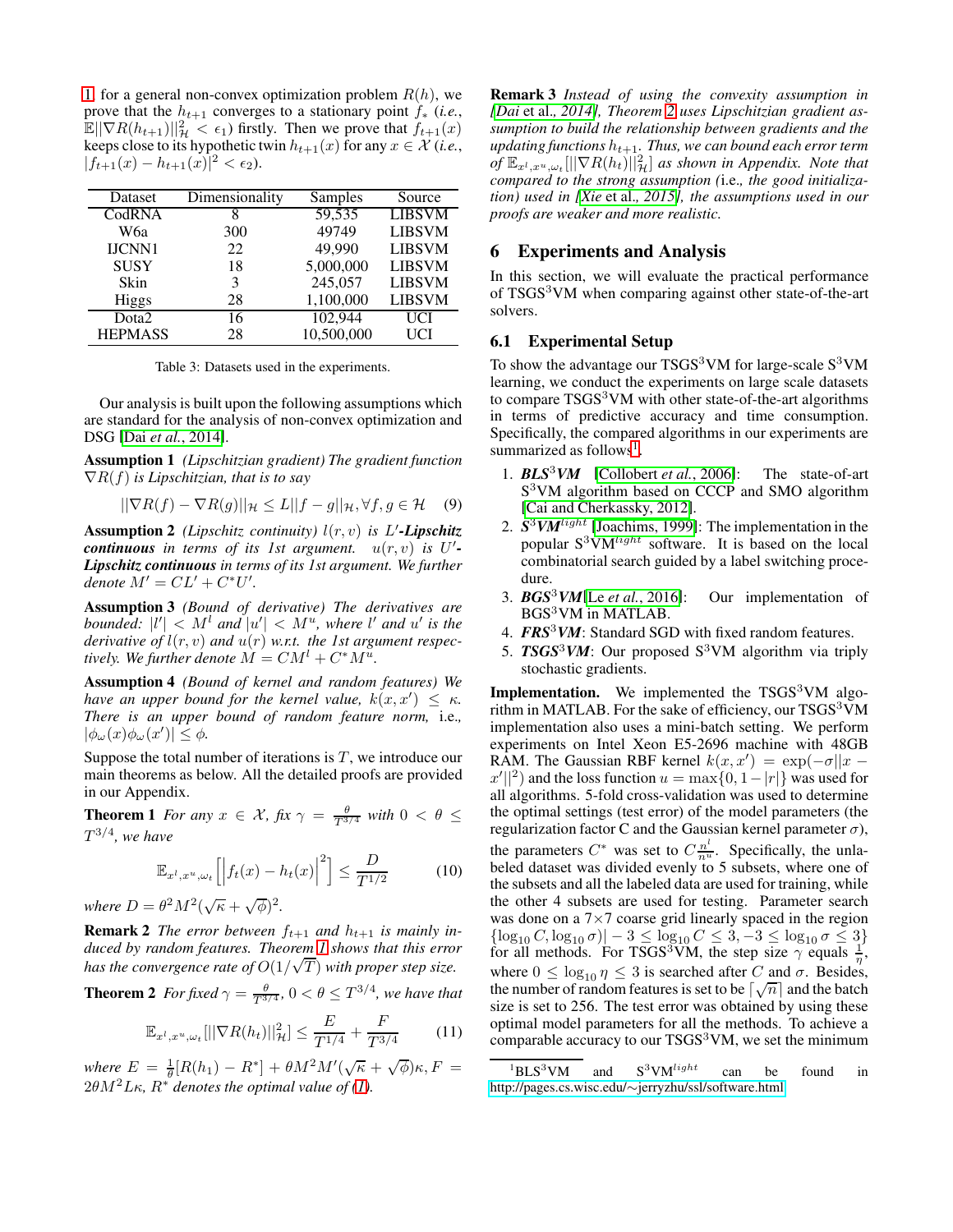1 for a general non-convex optimization problem $R(h)$, we prove that the $h_{t+1}$ converges to a stationary point $f_*$ (*i.e.*, $\mathbb{E}||\nabla R(h_{t+1})||^2_{\mathcal{H}} < \epsilon_1$) firstly. Then we prove that $f_{t+1}(x)$ keeps close to its hypothetic twin $h_{t+1}(x)$ for any $x \in \mathcal{X}$ (*i.e.*, $|f_{t+1}(x) - h_{t+1}(x)|^2 < \epsilon_2$).

| Dataset | Dimensionality | Samples | Source |
|---|---|---|---|
| CodRNA | 8 | 59,535 | LIBSVM |
| W6a | 300 | 49749 | LIBSVM |
| IJCNN1 | 22 | 49,990 | LIBSVM |
| SUSY | 18 | 5,000,000 | LIBSVM |
| Skin | 3 | 245,057 | LIBSVM |
| Higgs | 28 | 1,100,000 | LIBSVM |
| Dota2 | 16 | 102,944 | UCI |
| HEPMASS | 28 | 10,500,000 | UCI |

Table 3: Datasets used in the experiments.

Our analysis is built upon the following assumptions which are standard for the analysis of non-convex optimization and DSG [Dai *et al.*, 2014].

**Assumption 1** *(Lipschitzian gradient) The gradient function $\nabla R(f)$ is Lipschitzian, that is to say*

$$||\nabla R(f) - \nabla R(g)||_{\mathcal{H}} \leq L||f - g||_{\mathcal{H}}, \forall f, g \in \mathcal{H} \quad (9)$$

**Assumption 2** *(Lipschitz continuity) $l(r, v)$ is $L'$-**Lipschitz continuous** in terms of its 1st argument. $u(r, v)$ is $U'$-**Lipschitz continuous** in terms of its 1st argument. We further denote $M' = CL' + C^*U'$.*

**Assumption 3** *(Bound of derivative) The derivatives are bounded: $|l'| < M^l$ and $|u'| < M^u$, where $l'$ and $u'$ is the derivative of $l(r, v)$ and $u(r)$ w.r.t. the 1st argument respectively. We further denote $M = CM^l + C^*M^u$.*

**Assumption 4** *(Bound of kernel and random features) We have an upper bound for the kernel value, $k(x, x') \leq \kappa$. There is an upper bound of random feature norm,* i.e.*, $|\phi_\omega(x)\phi_\omega(x')| \leq \phi$.*

Suppose the total number of iterations is $T$, we introduce our main theorems as below. All the detailed proofs are provided in our Appendix.

**Theorem 1** *For any $x \in \mathcal{X}$, fix $\gamma = \frac{\theta}{T^{3/4}}$ with $0 < \theta \leq T^{3/4}$, we have*

$$\mathbb{E}_{x^l, x^u, \omega_t}\left[\left|f_t(x) - h_t(x)\right|^2\right] \leq \frac{D}{T^{1/2}} \quad (10)$$

*where $D = \theta^2 M^2 (\sqrt{\kappa} + \sqrt{\phi})^2$.*

**Remark 2** *The error between $f_{t+1}$ and $h_{t+1}$ is mainly induced by random features. Theorem 1 shows that this error has the convergence rate of $O(1/\sqrt{T})$ with proper step size.*

**Theorem 2** *For fixed $\gamma = \frac{\theta}{T^{3/4}}$, $0 < \theta \leq T^{3/4}$, we have that*

$$\mathbb{E}_{x^l, x^u, \omega_t}[||\nabla R(h_t)||^2_{\mathcal{H}}] \leq \frac{E}{T^{1/4}} + \frac{F}{T^{3/4}} \quad (11)$$

*where $E = \frac{1}{\theta}[R(h_1) - R^*] + \theta M^2 M'(\sqrt{\kappa} + \sqrt{\phi})\kappa$, $F = 2\theta M^2 L\kappa$, $R^*$ denotes the optimal value of (1).*

**Remark 3** *Instead of using the convexity assumption in [Dai* et al.*, 2014], Theorem 2 uses Lipschitzian gradient assumption to build the relationship between gradients and the updating functions $h_{t+1}$. Thus, we can bound each error term of $\mathbb{E}_{x^l, x^u, \omega_t}[||\nabla R(h_t)||^2_{\mathcal{H}}]$ as shown in Appendix. Note that compared to the strong assumption (*i.e.*, the good initialization) used in [Xie* et al.*, 2015], the assumptions used in our proofs are weaker and more realistic.*

## 6 Experiments and Analysis

In this section, we will evaluate the practical performance of TSGS$^3$VM when comparing against other state-of-the-art solvers.

### 6.1 Experimental Setup

To show the advantage our TSGS$^3$VM for large-scale S$^3$VM learning, we conduct the experiments on large scale datasets to compare TSGS$^3$VM with other state-of-the-art algorithms in terms of predictive accuracy and time consumption. Specifically, the compared algorithms in our experiments are summarized as follows[1].

1. ***BLS$^3$VM*** [Collobert *et al.*, 2006]: The state-of-art S$^3$VM algorithm based on CCCP and SMO algorithm [Cai and Cherkassky, 2012].
2. ***S$^3$VM$^{light}$*** [Joachims, 1999]: The implementation in the popular S$^3$VM$^{light}$ software. It is based on the local combinatorial search guided by a label switching procedure.
3. ***BGS$^3$VM***[Le *et al.*, 2016]: Our implementation of BGS$^3$VM in MATLAB.
4. ***FRS$^3$VM***: Standard SGD with fixed random features.
5. ***TSGS$^3$VM***: Our proposed S$^3$VM algorithm via triply stochastic gradients.

**Implementation.** We implemented the TSGS$^3$VM algorithm in MATLAB. For the sake of efficiency, our TSGS$^3$VM implementation also uses a mini-batch setting. We perform experiments on Intel Xeon E5-2696 machine with 48GB RAM. The Gaussian RBF kernel $k(x, x') = \exp(-\sigma||x - x'||^2)$ and the loss function $u = \max\{0, 1 - |r|\}$ was used for all algorithms. 5-fold cross-validation was used to determine the optimal settings (test error) of the model parameters (the regularization factor C and the Gaussian kernel parameter $\sigma$), the parameters $C^*$ was set to $C\frac{n^l}{n^u}$. Specifically, the unlabeled dataset was divided evenly to 5 subsets, where one of the subsets and all the labeled data are used for training, while the other 4 subsets are used for testing. Parameter search was done on a 7×7 coarse grid linearly spaced in the region $\{\log_{10} C, \log_{10} \sigma)| - 3 \leq \log_{10} C \leq 3, -3 \leq \log_{10} \sigma \leq 3\}$ for all methods. For TSGS$^3$VM, the step size $\gamma$ equals $\frac{1}{\eta}$, where $0 \leq \log_{10} \eta \leq 3$ is searched after $C$ and $\sigma$. Besides, the number of random features is set to be $\lceil \sqrt{n} \rceil$ and the batch size is set to 256. The test error was obtained by using these optimal model parameters for all the methods. To achieve a comparable accuracy to our TSGS$^3$VM, we set the minimum

[1] BLS$^3$VM and S$^3$VM$^{light}$ can be found in http://pages.cs.wisc.edu/∼jerryzhu/ssl/software.html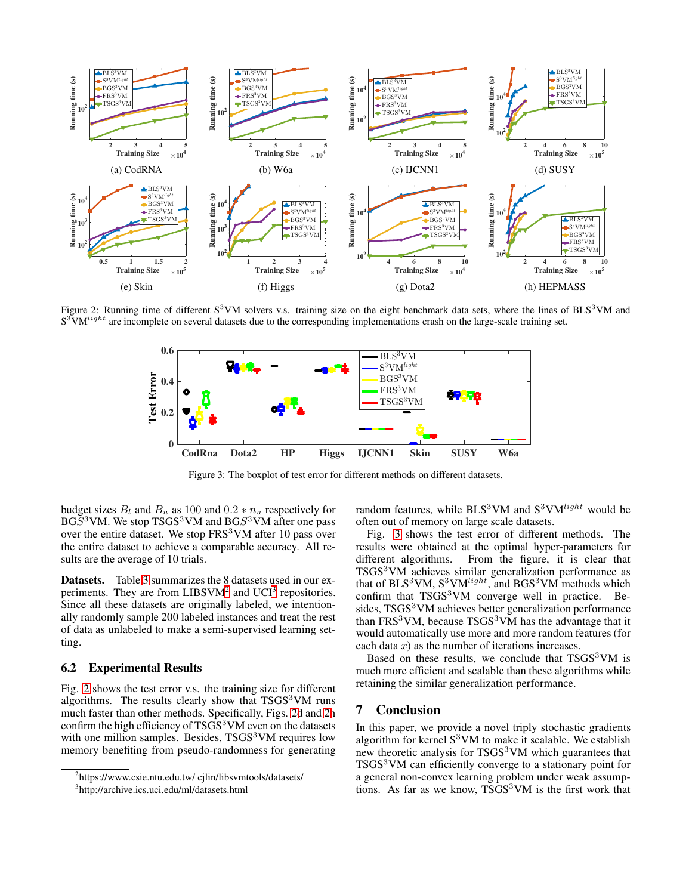Figure 2: Running time of different S$^3$VM solvers v.s. training size on the eight benchmark data sets, where the lines of BLS$^3$VM and S$^3$VM$^{light}$ are incomplete on several datasets due to the corresponding implementations crash on the large-scale training set.

Figure 3: The boxplot of test error for different methods on different datasets.

budget sizes $B_l$ and $B_u$ as 100 and $0.2 * n_u$ respectively for BGS$^3$VM. We stop TSGS$^3$VM and BGS$^3$VM after one pass over the entire dataset. We stop FRS$^3$VM after 10 pass over the entire dataset to achieve a comparable accuracy. All results are the average of 10 trials.

**Datasets.** Table 3 summarizes the 8 datasets used in our experiments. They are from LIBSVM[2] and UCI[3] repositories. Since all these datasets are originally labeled, we intentionally randomly sample 200 labeled instances and treat the rest of data as unlabeled to make a semi-supervised learning setting.

## 6.2 Experimental Results

Fig. 2 shows the test error v.s. the training size for different algorithms. The results clearly show that TSGS$^3$VM runs much faster than other methods. Specifically, Figs. 2d and 2h confirm the high efficiency of TSGS$^3$VM even on the datasets with one million samples. Besides, TSGS$^3$VM requires low memory benefiting from pseudo-randomness for generating random features, while BLS$^3$VM and S$^3$VM$^{light}$ would be often out of memory on large scale datasets.

Fig. 3 shows the test error of different methods. The results were obtained at the optimal hyper-parameters for different algorithms. From the figure, it is clear that TSGS$^3$VM achieves similar generalization performance as that of BLS$^3$VM, S$^3$VM$^{light}$, and BGS$^3$VM methods which confirm that TSGS$^3$VM converge well in practice. Besides, TSGS$^3$VM achieves better generalization performance than FRS$^3$VM, because TSGS$^3$VM has the advantage that it would automatically use more and more random features (for each data $x$) as the number of iterations increases.

Based on these results, we conclude that TSGS$^3$VM is much more efficient and scalable than these algorithms while retaining the similar generalization performance.

# 7 Conclusion

In this paper, we provide a novel triply stochastic gradients algorithm for kernel S$^3$VM to make it scalable. We establish new theoretic analysis for TSGS$^3$VM which guarantees that TSGS$^3$VM can efficiently converge to a stationary point for a general non-convex learning problem under weak assumptions. As far as we know, TSGS$^3$VM is the first work that

[2] https://www.csie.ntu.edu.tw/ cjlin/libsvmtools/datasets/

[3] http://archive.ics.uci.edu/ml/datasets.html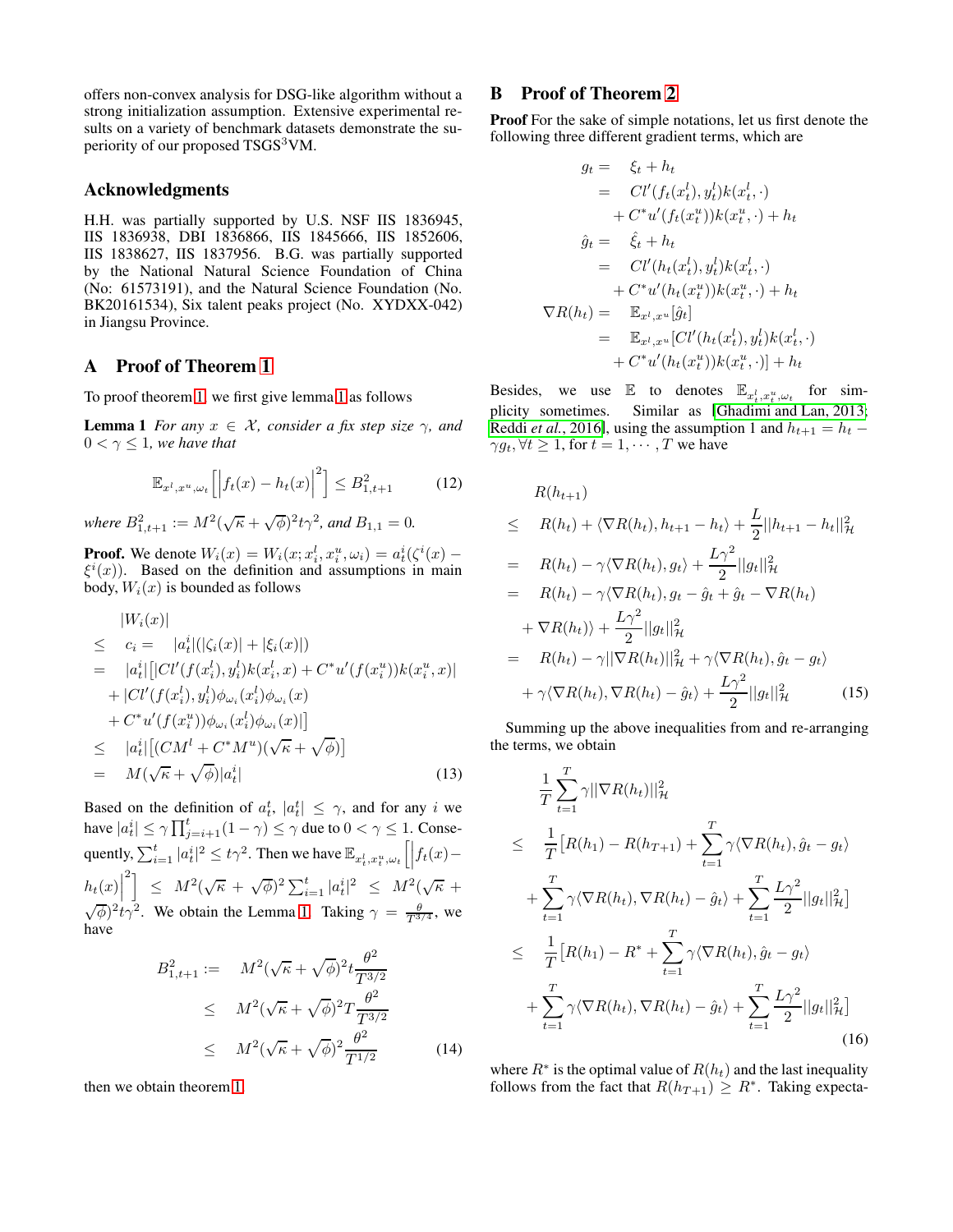offers non-convex analysis for DSG-like algorithm without a strong initialization assumption. Extensive experimental results on a variety of benchmark datasets demonstrate the superiority of our proposed TSGS$^3$VM.

## Acknowledgments

H.H. was partially supported by U.S. NSF IIS 1836945, IIS 1836938, DBI 1836866, IIS 1845666, IIS 1852606, IIS 1838627, IIS 1837956. B.G. was partially supported by the National Natural Science Foundation of China (No: 61573191), and the Natural Science Foundation (No. BK20161534), Six talent peaks project (No. XYDXX-042) in Jiangsu Province.

## A Proof of Theorem 1

To proof theorem 1, we first give lemma 1 as follows

**Lemma 1** *For any $x \in \mathcal{X}$, consider a fix step size $\gamma$, and $0 < \gamma \leq 1$, we have that*

$$\mathbb{E}_{x^l, x^u, \omega_t}\left[\Big|f_t(x) - h_t(x)\Big|^2\right] \leq B^2_{1,t+1} \tag{12}$$

*where $B^2_{1,t+1} := M^2(\sqrt{\kappa} + \sqrt{\phi})^2 t\gamma^2$, and $B_{1,1} = 0$.*

**Proof.** We denote $W_i(x) = W_i(x; x^l_i, x^u_i, \omega_i) = a^i_t(\zeta^i(x) - \xi^i(x))$. Based on the definition and assumptions in main body, $W_i(x)$ is bounded as follows

$$\begin{aligned}
& |W_i(x)| \\
\leq \quad & c_i = \quad |a^i_t|(|\zeta_i(x)| + |\xi_i(x)|) \\
= \quad & |a^i_t|\big[|Cl'(f(x^l_i), y^l_i)k(x^l_i, x) + C^* u'(f(x^u_i))k(x^u_i, x)| \\
& + |Cl'(f(x^l_i), y^l_i)\phi_{\omega_i}(x^l_i)\phi_{\omega_i}(x) \\
& + C^* u'(f(x^u_i))\phi_{\omega_i}(x^l_i)\phi_{\omega_i}(x)|\big] \\
\leq \quad & |a^i_t|\big[(CM^l + C^* M^u)(\sqrt{\kappa} + \sqrt{\phi})\big] \\
= \quad & M(\sqrt{\kappa} + \sqrt{\phi})|a^i_t|
\end{aligned} \tag{13}$$

Based on the definition of $a^i_t$, $|a^i_t| \leq \gamma$, and for any $i$ we have $|a^i_t| \leq \gamma \prod_{j=i+1}^t (1 - \gamma) \leq \gamma$ due to $0 < \gamma \leq 1$. Consequently, $\sum_{i=1}^t |a^i_t|^2 \leq t\gamma^2$. Then we have $\mathbb{E}_{x^l_t, x^u_t, \omega_t}\left[\Big|f_t(x) - h_t(x)\Big|^2\right] \leq M^2(\sqrt{\kappa} + \sqrt{\phi})^2 \sum_{i=1}^t |a^i_t|^2 \leq M^2(\sqrt{\kappa} + \sqrt{\phi})^2 t\gamma^2$. We obtain the Lemma 1. Taking $\gamma = \frac{\theta}{T^{3/4}}$, we have

$$\begin{aligned}
B^2_{1,t+1} := \quad & M^2(\sqrt{\kappa} + \sqrt{\phi})^2 t\frac{\theta^2}{T^{3/2}} \\
\leq \quad & M^2(\sqrt{\kappa} + \sqrt{\phi})^2 T\frac{\theta^2}{T^{3/2}} \\
\leq \quad & M^2(\sqrt{\kappa} + \sqrt{\phi})^2 \frac{\theta^2}{T^{1/2}}
\end{aligned} \tag{14}$$

then we obtain theorem 1.

## B Proof of Theorem 2

**Proof** For the sake of simple notations, let us first denote the following three different gradient terms, which are

$$\begin{aligned}
g_t = \quad & \xi_t + h_t \\
= \quad & Cl'(f_t(x^l_t), y^l_t)k(x^l_t, \cdot) \\
& + C^* u'(f_t(x^u_t))k(x^u_t, \cdot) + h_t \\
\hat{g}_t = \quad & \hat{\xi}_t + h_t \\
= \quad & Cl'(h_t(x^l_t), y^l_t)k(x^l_t, \cdot) \\
& + C^* u'(h_t(x^u_t))k(x^u_t, \cdot) + h_t \\
\nabla R(h_t) = \quad & \mathbb{E}_{x^l, x^u}[\hat{g}_t] \\
= \quad & \mathbb{E}_{x^l, x^u}[Cl'(h_t(x^l_t), y^l_t)k(x^l_t, \cdot) \\
& + C^* u'(h_t(x^u_t))k(x^u_t, \cdot)] + h_t
\end{aligned}$$

Besides, we use $\mathbb{E}$ to denotes $\mathbb{E}_{x^l_t, x^u_t, \omega_t}$ for simplicity sometimes. Similar as [Ghadimi and Lan, 2013; Reddi *et al.*, 2016], using the assumption 1 and $h_{t+1} = h_t - \gamma g_t, \forall t \geq 1$, for $t = 1, \cdots, T$ we have

$$\begin{aligned}
& R(h_{t+1}) \\
\leq \quad & R(h_t) + \langle \nabla R(h_t), h_{t+1} - h_t \rangle + \frac{L}{2}||h_{t+1} - h_t||^2_{\mathcal{H}} \\
= \quad & R(h_t) - \gamma\langle \nabla R(h_t), g_t \rangle + \frac{L\gamma^2}{2}||g_t||^2_{\mathcal{H}} \\
= \quad & R(h_t) - \gamma\langle \nabla R(h_t), g_t - \hat{g}_t + \hat{g}_t - \nabla R(h_t) \\
& + \nabla R(h_t) \rangle + \frac{L\gamma^2}{2}||g_t||^2_{\mathcal{H}} \\
= \quad & R(h_t) - \gamma||\nabla R(h_t)||^2_{\mathcal{H}} + \gamma\langle \nabla R(h_t), \hat{g}_t - g_t \rangle \\
& + \gamma\langle \nabla R(h_t), \nabla R(h_t) - \hat{g}_t \rangle + \frac{L\gamma^2}{2}||g_t||^2_{\mathcal{H}}
\end{aligned} \tag{15}$$

Summing up the above inequalities from and re-arranging the terms, we obtain

$$\begin{aligned}
& \frac{1}{T}\sum_{t=1}^T \gamma||\nabla R(h_t)||^2_{\mathcal{H}} \\
\leq \quad & \frac{1}{T}\Big[R(h_1) - R(h_{T+1}) + \sum_{t=1}^T \gamma\langle \nabla R(h_t), \hat{g}_t - g_t \rangle \\
& + \sum_{t=1}^T \gamma\langle \nabla R(h_t), \nabla R(h_t) - \hat{g}_t \rangle + \sum_{t=1}^T \frac{L\gamma^2}{2}||g_t||^2_{\mathcal{H}}\Big] \\
\leq \quad & \frac{1}{T}\Big[R(h_1) - R^* + \sum_{t=1}^T \gamma\langle \nabla R(h_t), \hat{g}_t - g_t \rangle \\
& + \sum_{t=1}^T \gamma\langle \nabla R(h_t), \nabla R(h_t) - \hat{g}_t \rangle + \sum_{t=1}^T \frac{L\gamma^2}{2}||g_t||^2_{\mathcal{H}}\Big]
\end{aligned} \tag{16}$$

where $R^*$ is the optimal value of $R(h_t)$ and the last inequality follows from the fact that $R(h_{T+1}) \geq R^*$. Taking expecta-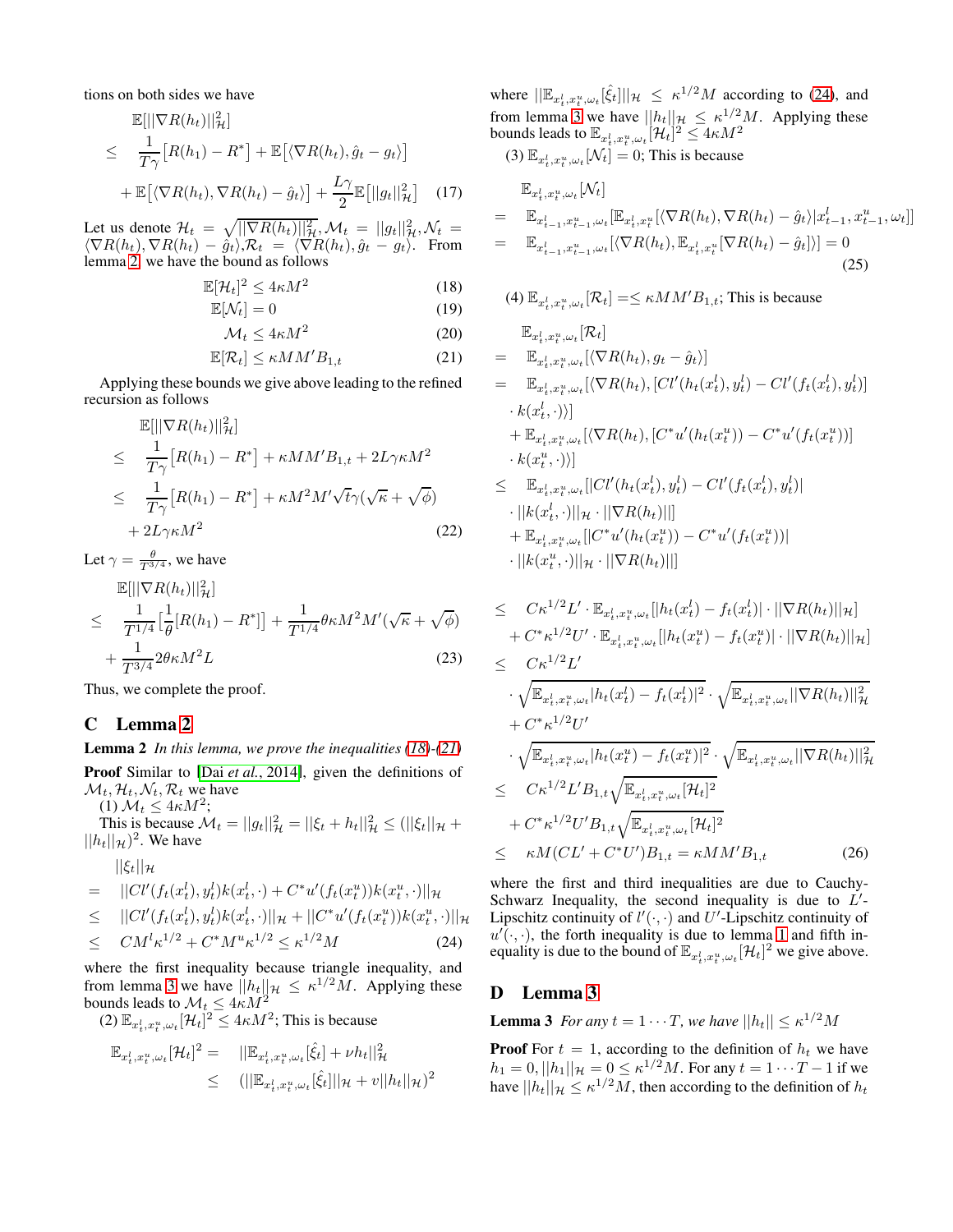tions on both sides we have

$$
\begin{aligned}
&\mathbb{E}[||\nabla R(h_t)||^2_{\mathcal{H}}] \\
\leq\ & \frac{1}{T\gamma}\big[R(h_1) - R^*\big] + \mathbb{E}\big[\langle \nabla R(h_t), \hat{g}_t - g_t\rangle\big] \\
&+ \mathbb{E}\big[\langle \nabla R(h_t), \nabla R(h_t) - \hat{g}_t\rangle\big] + \frac{L\gamma}{2}\mathbb{E}\big[||g_t||^2_{\mathcal{H}}\big] \quad (17)
\end{aligned}
$$

Let us denote $\mathcal{H}_t = \sqrt{||\nabla R(h_t)||^2_{\mathcal{H}}}, \mathcal{M}_t = ||g_t||^2_{\mathcal{H}}, \mathcal{N}_t = \langle \nabla R(h_t), \nabla R(h_t) - \hat{g}_t\rangle, \mathcal{R}_t = \langle \nabla R(h_t), \hat{g}_t - g_t\rangle$. From lemma 2, we have the bound as follows

$$\mathbb{E}[\mathcal{H}_t]^2 \leq 4\kappa M^2 \quad (18)$$

$$\mathbb{E}[\mathcal{N}_t] = 0 \quad (19)$$

$$\mathcal{M}_t \leq 4\kappa M^2 \quad (20)$$

$$\mathbb{E}[\mathcal{R}_t] \leq \kappa M M' B_{1,t} \quad (21)$$

Applying these bounds we give above leading to the refined recursion as follows

$$
\begin{aligned}
&\mathbb{E}[||\nabla R(h_t)||^2_{\mathcal{H}}] \\
\leq\ & \frac{1}{T\gamma}\big[R(h_1) - R^*\big] + \kappa M M' B_{1,t} + 2L\gamma\kappa M^2 \\
\leq\ & \frac{1}{T\gamma}\big[R(h_1) - R^*\big] + \kappa M^2 M' \sqrt{t}\gamma(\sqrt{\kappa} + \sqrt{\phi}) \\
&+ 2L\gamma\kappa M^2 \quad (22)
\end{aligned}
$$

Let $\gamma = \frac{\theta}{T^{3/4}}$, we have

$$
\begin{aligned}
&\mathbb{E}[||\nabla R(h_t)||^2_{\mathcal{H}}] \\
\leq\ & \frac{1}{T^{1/4}}\big[\frac{1}{\theta}[R(h_1) - R^*]\big] + \frac{1}{T^{1/4}}\theta\kappa M^2 M'(\sqrt{\kappa} + \sqrt{\phi}) \\
&+ \frac{1}{T^{3/4}} 2\theta\kappa M^2 L \quad (23)
\end{aligned}
$$

Thus, we complete the proof.

## C Lemma 2

**Lemma 2** *In this lemma, we prove the inequalities (18)-(21)*

**Proof** Similar to [Dai *et al.*, 2014], given the definitions of $\mathcal{M}_t, \mathcal{H}_t, \mathcal{N}_t, \mathcal{R}_t$ we have

(1) $\mathcal{M}_t \leq 4\kappa M^2$;

This is because $\mathcal{M}_t = ||g_t||^2_{\mathcal{H}} = ||\xi_t + h_t||^2_{\mathcal{H}} \leq (||\xi_t||_{\mathcal{H}} + ||h_t||_{\mathcal{H}})^2$. We have

$$
\begin{aligned}
&||\xi_t||_{\mathcal{H}} \\
=\ & ||Cl'(f_t(x^l_t), y^l_t)k(x^l_t, \cdot) + C^* u'(f_t(x^u_t))k(x^u_t, \cdot)||_{\mathcal{H}} \\
\leq\ & ||Cl'(f_t(x^l_t), y^l_t)k(x^l_t, \cdot)||_{\mathcal{H}} + ||C^* u'(f_t(x^u_t))k(x^u_t, \cdot)||_{\mathcal{H}} \\
\leq\ & CM^l\kappa^{1/2} + C^* M^u \kappa^{1/2} \leq \kappa^{1/2} M \quad (24)
\end{aligned}
$$

where the first inequality because triangle inequality, and from lemma 3 we have $||h_t||_{\mathcal{H}} \leq \kappa^{1/2}M$. Applying these bounds leads to $\mathcal{M}_t \leq 4\kappa M^2$

(2) $\mathbb{E}_{x^l_t, x^u_t, \omega_t}[\mathcal{H}_t]^2 \leq 4\kappa M^2$; This is because

$$
\begin{aligned}
\mathbb{E}_{x^l_t, x^u_t, \omega_t}[\mathcal{H}_t]^2 =\ & ||\mathbb{E}_{x^l_t, x^u_t, \omega_t}[\hat{\xi}_t] + \nu h_t||^2_{\mathcal{H}} \\
\leq\ & (||\mathbb{E}_{x^l_t, x^u_t, \omega_t}[\hat{\xi}_t]||_{\mathcal{H}} + v||h_t||_{\mathcal{H}})^2
\end{aligned}
$$

where $||\mathbb{E}_{x^l_t, x^u_t, \omega_t}[\hat{\xi}_t]||_{\mathcal{H}} \leq \kappa^{1/2}M$ according to (24), and from lemma 3 we have $||h_t||_{\mathcal{H}} \leq \kappa^{1/2}M$. Applying these bounds leads to $\mathbb{E}_{x^l_t, x^u_t, \omega_t}[\mathcal{H}_t]^2 \leq 4\kappa M^2$

(3) $\mathbb{E}_{x^l_t, x^u_t, \omega_t}[\mathcal{N}_t] = 0$; This is because

$$
\begin{aligned}
&\mathbb{E}_{x^l_t, x^u_t, \omega_t}[\mathcal{N}_t] \\
=\ & \mathbb{E}_{x^l_{t-1}, x^u_{t-1}, \omega_t}[\mathbb{E}_{x^l_t, x^u_t}[\langle \nabla R(h_t), \nabla R(h_t) - \hat{g}_t\rangle | x^l_{t-1}, x^u_{t-1}, \omega_t]] \\
=\ & \mathbb{E}_{x^l_{t-1}, x^u_{t-1}, \omega_t}[\langle \nabla R(h_t), \mathbb{E}_{x^l_t, x^u_t}[\nabla R(h_t) - \hat{g}_t]\rangle] = 0 \quad (25)
\end{aligned}
$$

(4) $\mathbb{E}_{x^l_t, x^u_t, \omega_t}[\mathcal{R}_t] = \leq \kappa M M' B_{1,t}$; This is because

$$
\begin{aligned}
&\mathbb{E}_{x^l_t, x^u_t, \omega_t}[\mathcal{R}_t] \\
=\ & \mathbb{E}_{x^l_t, x^u_t, \omega_t}[\langle \nabla R(h_t), g_t - \hat{g}_t\rangle] \\
=\ & \mathbb{E}_{x^l_t, x^u_t, \omega_t}[\langle \nabla R(h_t), [Cl'(h_t(x^l_t), y^l_t) - Cl'(f_t(x^l_t), y^l_t)] \\
&\cdot k(x^l_t, \cdot)\rangle] \\
&+ \mathbb{E}_{x^l_t, x^u_t, \omega_t}[\langle \nabla R(h_t), [C^* u'(h_t(x^u_t)) - C^* u'(f_t(x^u_t))] \\
&\cdot k(x^u_t, \cdot)\rangle] \\
\leq\ & \mathbb{E}_{x^l_t, x^u_t, \omega_t}[|Cl'(h_t(x^l_t), y^l_t) - Cl'(f_t(x^l_t), y^l_t)| \\
&\cdot ||k(x^l_t, \cdot)||_{\mathcal{H}} \cdot ||\nabla R(h_t)||] \\
&+ \mathbb{E}_{x^l_t, x^u_t, \omega_t}[|C^* u'(h_t(x^u_t)) - C^* u'(f_t(x^u_t))| \\
&\cdot ||k(x^u_t, \cdot)||_{\mathcal{H}} \cdot ||\nabla R(h_t)||] \\
\leq\ & C\kappa^{1/2}L' \cdot \mathbb{E}_{x^l_t, x^u_t, \omega_t}[|h_t(x^l_t) - f_t(x^l_t)| \cdot ||\nabla R(h_t)||_{\mathcal{H}}] \\
&+ C^*\kappa^{1/2}U' \cdot \mathbb{E}_{x^l_t, x^u_t, \omega_t}[|h_t(x^u_t) - f_t(x^u_t)| \cdot ||\nabla R(h_t)||_{\mathcal{H}}] \\
\leq\ & C\kappa^{1/2}L' \\
&\cdot \sqrt{\mathbb{E}_{x^l_t, x^u_t, \omega_t}|h_t(x^l_t) - f_t(x^l_t)|^2} \cdot \sqrt{\mathbb{E}_{x^l_t, x^u_t, \omega_t}||\nabla R(h_t)||^2_{\mathcal{H}}} \\
&+ C^*\kappa^{1/2}U' \\
&\cdot \sqrt{\mathbb{E}_{x^l_t, x^u_t, \omega_t}|h_t(x^u_t) - f_t(x^u_t)|^2} \cdot \sqrt{\mathbb{E}_{x^l_t, x^u_t, \omega_t}||\nabla R(h_t)||^2_{\mathcal{H}}} \\
\leq\ & C\kappa^{1/2}L' B_{1,t}\sqrt{\mathbb{E}_{x^l_t, x^u_t, \omega_t}[\mathcal{H}_t]^2} \\
&+ C^*\kappa^{1/2}U' B_{1,t}\sqrt{\mathbb{E}_{x^l_t, x^u_t, \omega_t}[\mathcal{H}_t]^2} \\
\leq\ & \kappa M(CL' + C^*U')B_{1,t} = \kappa M M' B_{1,t} \quad (26)
\end{aligned}
$$

where the first and third inequalities are due to Cauchy-Schwarz Inequality, the second inequality is due to $L'$-Lipschitz continuity of $l'(\cdot, \cdot)$ and $U'$-Lipschitz continuity of $u'(\cdot, \cdot)$, the forth inequality is due to lemma 1 and fifth inequality is due to the bound of $\mathbb{E}_{x^l_t, x^u_t, \omega_t}[\mathcal{H}_t]^2$ we give above.

## D Lemma 3

**Lemma 3** *For any $t = 1 \cdots T$, we have $||h_t|| \leq \kappa^{1/2}M$*

**Proof** For $t = 1$, according to the definition of $h_t$ we have $h_1 = 0, ||h_1||_{\mathcal{H}} = 0 \leq \kappa^{1/2}M$. For any $t = 1 \cdots T - 1$ if we have $||h_t||_{\mathcal{H}} \leq \kappa^{1/2}M$, then according to the definition of $h_t$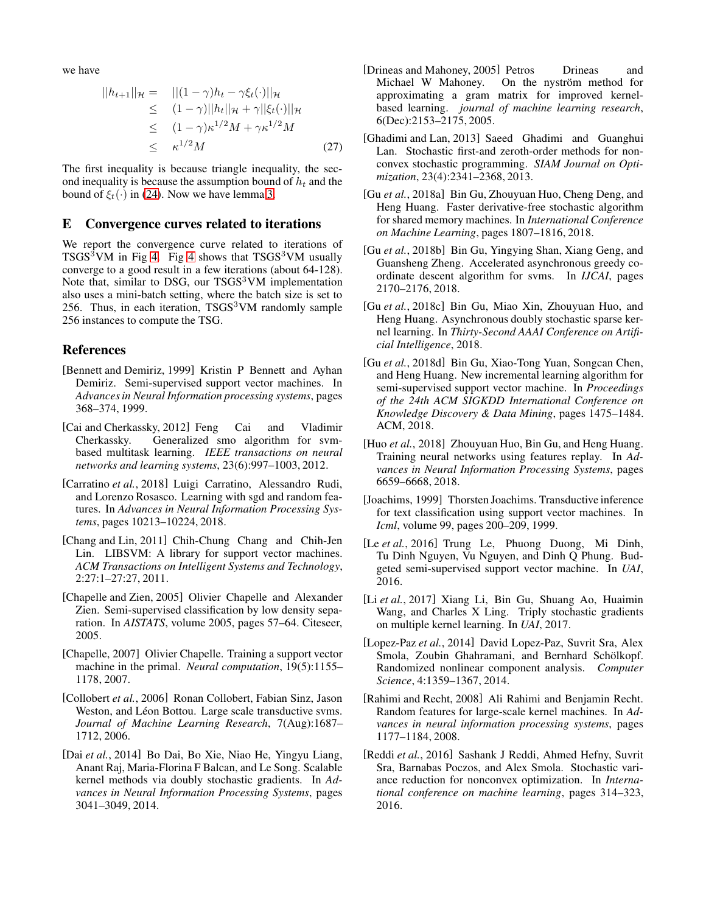we have

$$
\begin{aligned}
||h_{t+1}||_{\mathcal{H}} = & \quad ||(1-\gamma)h_t - \gamma\xi_t(\cdot)||_{\mathcal{H}} \\
\leq & \quad (1-\gamma)||h_t||_{\mathcal{H}} + \gamma||\xi_t(\cdot)||_{\mathcal{H}} \\
\leq & \quad (1-\gamma)\kappa^{1/2}M + \gamma\kappa^{1/2}M \\
\leq & \quad \kappa^{1/2}M
\end{aligned} \tag{27}
$$

The first inequality is because triangle inequality, the second inequality is because the assumption bound of $h_t$ and the bound of $\xi_t(\cdot)$ in (24). Now we have lemma 3.

## E Convergence curves related to iterations

We report the convergence curve related to iterations of TSGS$^3$VM in Fig 4. Fig 4 shows that TSGS$^3$VM usually converge to a good result in a few iterations (about 64-128). Note that, similar to DSG, our TSGS$^3$VM implementation also uses a mini-batch setting, where the batch size is set to 256. Thus, in each iteration, TSGS$^3$VM randomly sample 256 instances to compute the TSG.

## References

[Bennett and Demiriz, 1999] Kristin P Bennett and Ayhan Demiriz. Semi-supervised support vector machines. In *Advances in Neural Information processing systems*, pages 368–374, 1999.

[Cai and Cherkassky, 2012] Feng Cai and Vladimir Cherkassky. Generalized smo algorithm for svm-based multitask learning. *IEEE transactions on neural networks and learning systems*, 23(6):997–1003, 2012.

[Carratino *et al.*, 2018] Luigi Carratino, Alessandro Rudi, and Lorenzo Rosasco. Learning with sgd and random features. In *Advances in Neural Information Processing Systems*, pages 10213–10224, 2018.

[Chang and Lin, 2011] Chih-Chung Chang and Chih-Jen Lin. LIBSVM: A library for support vector machines. *ACM Transactions on Intelligent Systems and Technology*, 2:27:1–27:27, 2011.

[Chapelle and Zien, 2005] Olivier Chapelle and Alexander Zien. Semi-supervised classification by low density separation. In *AISTATS*, volume 2005, pages 57–64. Citeseer, 2005.

[Chapelle, 2007] Olivier Chapelle. Training a support vector machine in the primal. *Neural computation*, 19(5):1155–1178, 2007.

[Collobert *et al.*, 2006] Ronan Collobert, Fabian Sinz, Jason Weston, and Léon Bottou. Large scale transductive svms. *Journal of Machine Learning Research*, 7(Aug):1687–1712, 2006.

[Dai *et al.*, 2014] Bo Dai, Bo Xie, Niao He, Yingyu Liang, Anant Raj, Maria-Florina F Balcan, and Le Song. Scalable kernel methods via doubly stochastic gradients. In *Advances in Neural Information Processing Systems*, pages 3041–3049, 2014.

[Drineas and Mahoney, 2005] Petros Drineas and Michael W Mahoney. On the nyström method for approximating a gram matrix for improved kernel-based learning. *journal of machine learning research*, 6(Dec):2153–2175, 2005.

[Ghadimi and Lan, 2013] Saeed Ghadimi and Guanghui Lan. Stochastic first-and zeroth-order methods for nonconvex stochastic programming. *SIAM Journal on Optimization*, 23(4):2341–2368, 2013.

[Gu *et al.*, 2018a] Bin Gu, Zhouyuan Huo, Cheng Deng, and Heng Huang. Faster derivative-free stochastic algorithm for shared memory machines. In *International Conference on Machine Learning*, pages 1807–1816, 2018.

[Gu *et al.*, 2018b] Bin Gu, Yingying Shan, Xiang Geng, and Guansheng Zheng. Accelerated asynchronous greedy coordinate descent algorithm for svms. In *IJCAI*, pages 2170–2176, 2018.

[Gu *et al.*, 2018c] Bin Gu, Miao Xin, Zhouyuan Huo, and Heng Huang. Asynchronous doubly stochastic sparse kernel learning. In *Thirty-Second AAAI Conference on Artificial Intelligence*, 2018.

[Gu *et al.*, 2018d] Bin Gu, Xiao-Tong Yuan, Songcan Chen, and Heng Huang. New incremental learning algorithm for semi-supervised support vector machine. In *Proceedings of the 24th ACM SIGKDD International Conference on Knowledge Discovery & Data Mining*, pages 1475–1484. ACM, 2018.

[Huo *et al.*, 2018] Zhouyuan Huo, Bin Gu, and Heng Huang. Training neural networks using features replay. In *Advances in Neural Information Processing Systems*, pages 6659–6668, 2018.

[Joachims, 1999] Thorsten Joachims. Transductive inference for text classification using support vector machines. In *Icml*, volume 99, pages 200–209, 1999.

[Le *et al.*, 2016] Trung Le, Phuong Duong, Mi Dinh, Tu Dinh Nguyen, Vu Nguyen, and Dinh Q Phung. Budgeted semi-supervised support vector machine. In *UAI*, 2016.

[Li *et al.*, 2017] Xiang Li, Bin Gu, Shuang Ao, Huaimin Wang, and Charles X Ling. Triply stochastic gradients on multiple kernel learning. In *UAI*, 2017.

[Lopez-Paz *et al.*, 2014] David Lopez-Paz, Suvrit Sra, Alex Smola, Zoubin Ghahramani, and Bernhard Schölkopf. Randomized nonlinear component analysis. *Computer Science*, 4:1359–1367, 2014.

[Rahimi and Recht, 2008] Ali Rahimi and Benjamin Recht. Random features for large-scale kernel machines. In *Advances in neural information processing systems*, pages 1177–1184, 2008.

[Reddi *et al.*, 2016] Sashank J Reddi, Ahmed Hefny, Suvrit Sra, Barnabas Poczos, and Alex Smola. Stochastic variance reduction for nonconvex optimization. In *International conference on machine learning*, pages 314–323, 2016.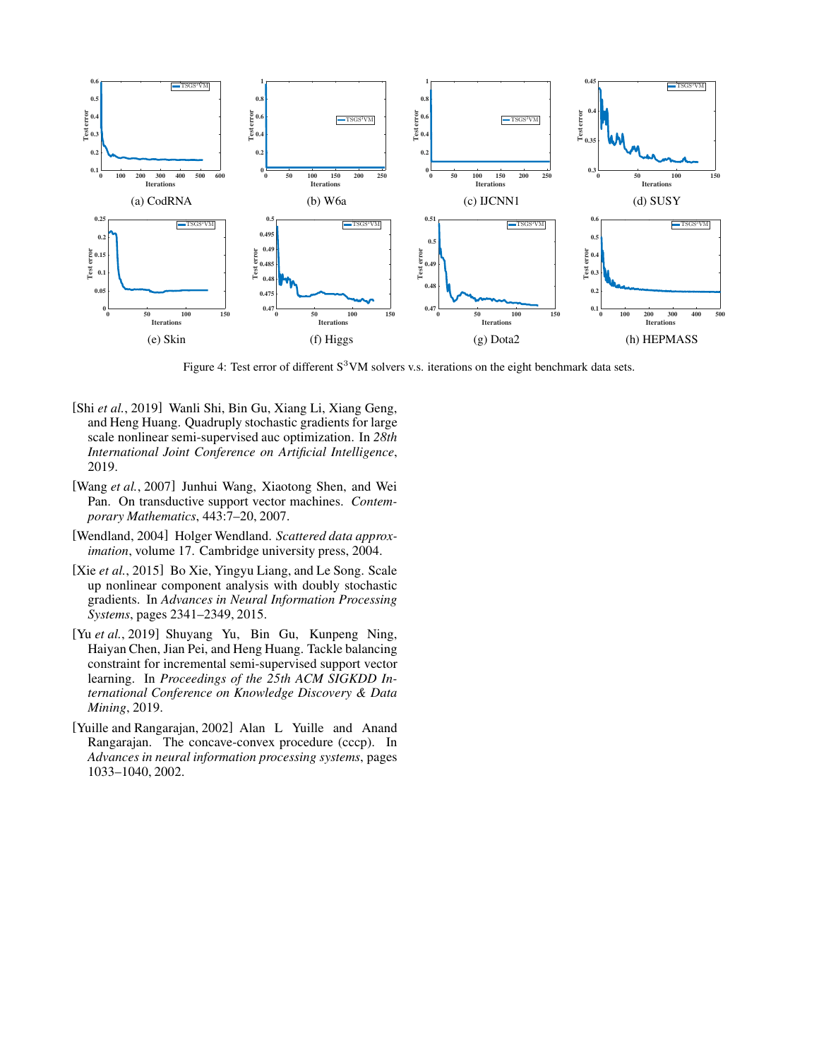(a) CodRNA

(b) W6a

(c) IJCNN1

(d) SUSY

(e) Skin

(f) Higgs

(g) Dota2

(h) HEPMASS

Figure 4: Test error of different S$^3$VM solvers v.s. iterations on the eight benchmark data sets.

[Shi *et al.*, 2019] Wanli Shi, Bin Gu, Xiang Li, Xiang Geng, and Heng Huang. Quadruply stochastic gradients for large scale nonlinear semi-supervised auc optimization. In *28th International Joint Conference on Artificial Intelligence*, 2019.

[Wang *et al.*, 2007] Junhui Wang, Xiaotong Shen, and Wei Pan. On transductive support vector machines. *Contemporary Mathematics*, 443:7–20, 2007.

[Wendland, 2004] Holger Wendland. *Scattered data approximation*, volume 17. Cambridge university press, 2004.

[Xie *et al.*, 2015] Bo Xie, Yingyu Liang, and Le Song. Scale up nonlinear component analysis with doubly stochastic gradients. In *Advances in Neural Information Processing Systems*, pages 2341–2349, 2015.

[Yu *et al.*, 2019] Shuyang Yu, Bin Gu, Kunpeng Ning, Haiyan Chen, Jian Pei, and Heng Huang. Tackle balancing constraint for incremental semi-supervised support vector learning. In *Proceedings of the 25th ACM SIGKDD International Conference on Knowledge Discovery & Data Mining*, 2019.

[Yuille and Rangarajan, 2002] Alan L Yuille and Anand Rangarajan. The concave-convex procedure (cccp). In *Advances in neural information processing systems*, pages 1033–1040, 2002.